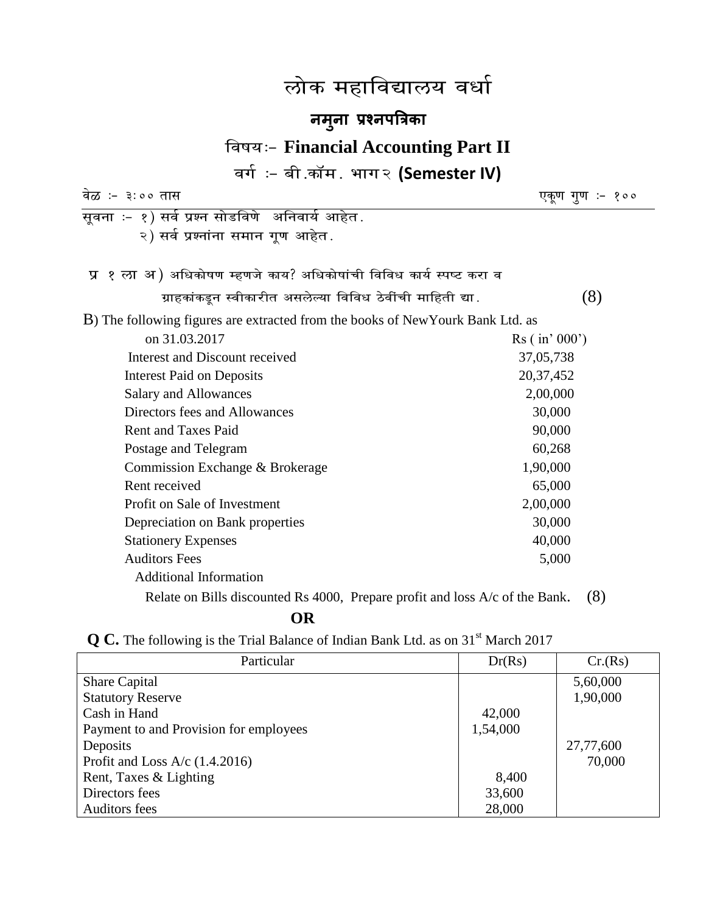# लोक महाविद्यालय वर्धा

## नमुना प्रश्नपत्रिका

### विषय :- Financial Accounting Part II

### वर्ग :- बी.कॉम. भाग २ (Semester IV)

वेळ :- ३:०० तास एकूण गुण :- १००

सूचना :- १) सर्व प्रश्न सोडविणे अनिवार्य आहेत.
२) सर्व प्रश्नांना समान गूण आहेत.

प्र १ ला अ) अधिकोषण म्हणजे काय? अधिकोषांची विविध कार्य स्पष्ट करा व ग्राहकांकडून स्वीकारीत असलेल्या विविध ठेवींची माहिती द्या. (8)

B) The following figures are extracted from the books of NewYourk Bank Ltd. as on 31.03.2017

| | Rs ( in' 000') |
|---|---|
| Interest and Discount received | 37,05,738 |
| Interest Paid on Deposits | 20,37,452 |
| Salary and Allowances | 2,00,000 |
| Directors fees and Allowances | 30,000 |
| Rent and Taxes Paid | 90,000 |
| Postage and Telegram | 60,268 |
| Commission Exchange & Brokerage | 1,90,000 |
| Rent received | 65,000 |
| Profit on Sale of Investment | 2,00,000 |
| Depreciation on Bank properties | 30,000 |
| Stationery Expenses | 40,000 |
| Auditors Fees | 5,000 |

Additional Information

Relate on Bills discounted Rs 4000, Prepare profit and loss A/c of the Bank. (8)

**OR**

**Q C.** The following is the Trial Balance of Indian Bank Ltd. as on 31st March 2017

| Particular | Dr(Rs) | Cr.(Rs) |
|---|---|---|
| Share Capital | | 5,60,000 |
| Statutory Reserve | | 1,90,000 |
| Cash in Hand | 42,000 | |
| Payment to and Provision for employees | 1,54,000 | |
| Deposits | | 27,77,600 |
| Profit and Loss A/c (1.4.2016) | | 70,000 |
| Rent, Taxes & Lighting | 8,400 | |
| Directors fees | 33,600 | |
| Auditors fees | 28,000 | |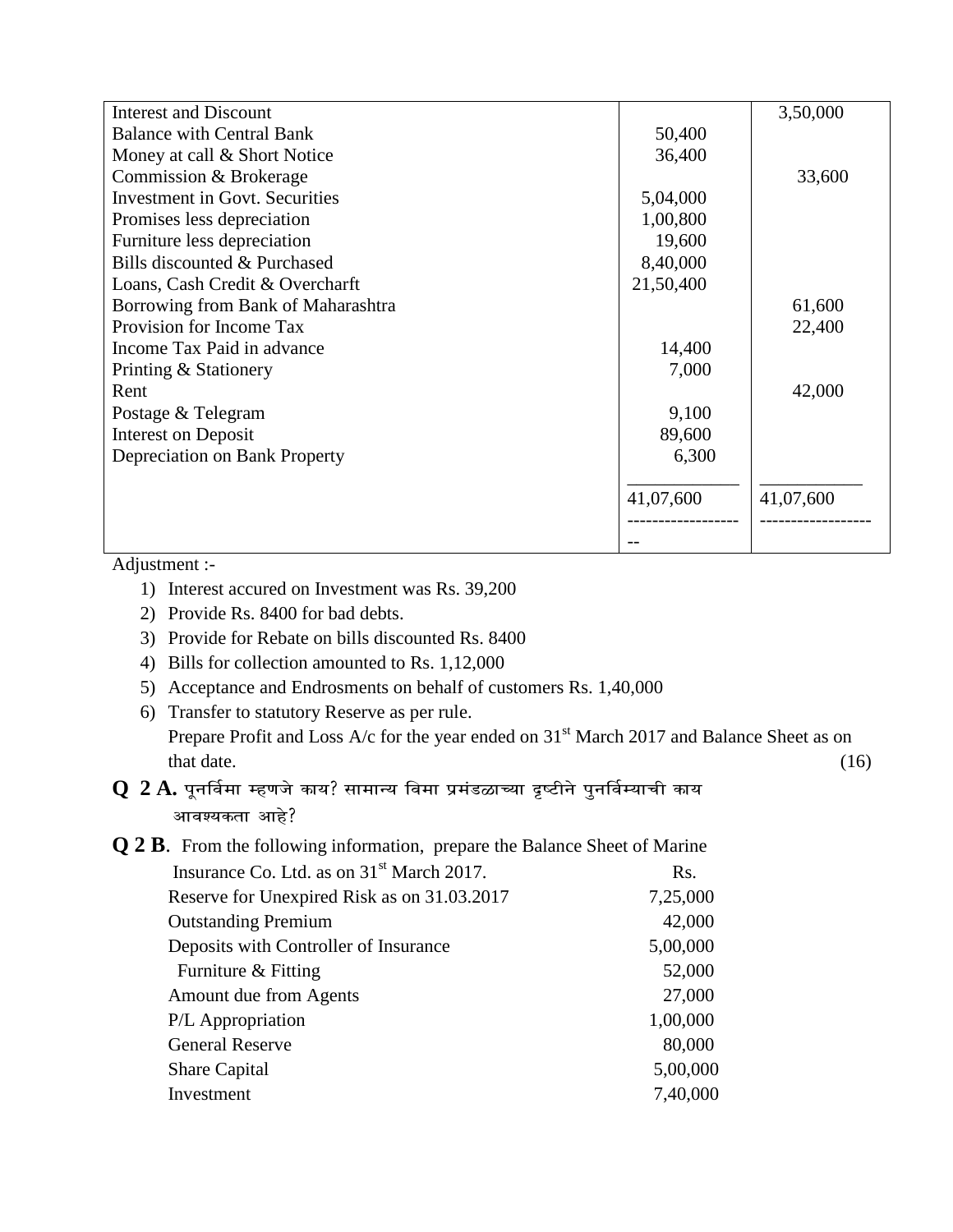| | | |
|---|---|---|
| Interest and Discount | | 3,50,000 |
| Balance with Central Bank | 50,400 | |
| Money at call & Short Notice | 36,400 | |
| Commission & Brokerage | | 33,600 |
| Investment in Govt. Securities | 5,04,000 | |
| Promises less depreciation | 1,00,800 | |
| Furniture less depreciation | 19,600 | |
| Bills discounted & Purchased | 8,40,000 | |
| Loans, Cash Credit & Overcharft | 21,50,400 | |
| Borrowing from Bank of Maharashtra | | 61,600 |
| Provision for Income Tax | | 22,400 |
| Income Tax Paid in advance | 14,400 | |
| Printing & Stationery | 7,000 | |
| Rent | | 42,000 |
| Postage & Telegram | 9,100 | |
| Interest on Deposit | 89,600 | |
| Depreciation on Bank Property | 6,300 | |
| | 41,07,600 | 41,07,600 |

Adjustment :-

1) Interest accured on Investment was Rs. 39,200
2) Provide Rs. 8400 for bad debts.
3) Provide for Rebate on bills discounted Rs. 8400
4) Bills for collection amounted to Rs. 1,12,000
5) Acceptance and Endrosments on behalf of customers Rs. 1,40,000
6) Transfer to statutory Reserve as per rule.
   Prepare Profit and Loss A/c for the year ended on 31st March 2017 and Balance Sheet as on that date. (16)

**Q 2 A.** पूनर्विमा म्हणजे काय? सामान्य विमा प्रमंडळाच्या दृष्टीने पुनर्विम्याची काय आवश्यकता आहे?

**Q 2 B**. From the following information, prepare the Balance Sheet of Marine Insurance Co. Ltd. as on 31st March 2017.

| | Rs. |
|---|---|
| Reserve for Unexpired Risk as on 31.03.2017 | 7,25,000 |
| Outstanding Premium | 42,000 |
| Deposits with Controller of Insurance | 5,00,000 |
| Furniture & Fitting | 52,000 |
| Amount due from Agents | 27,000 |
| P/L Appropriation | 1,00,000 |
| General Reserve | 80,000 |
| Share Capital | 5,00,000 |
| Investment | 7,40,000 |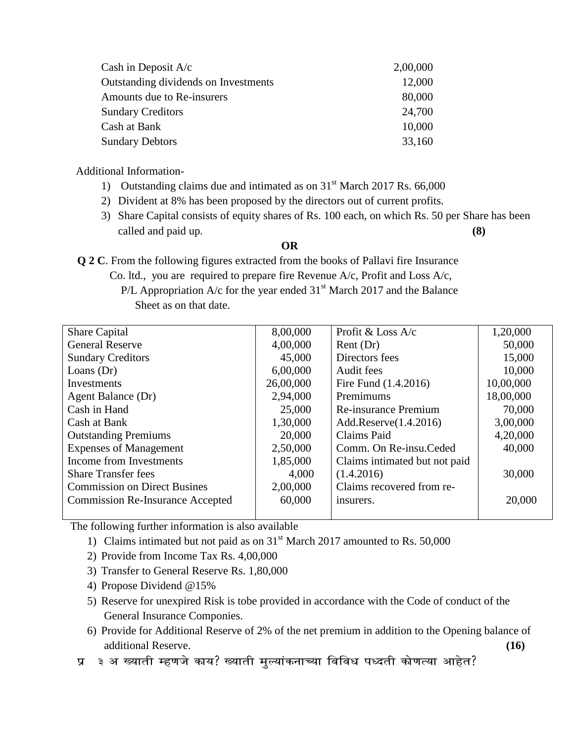| | |
|---|---|
| Cash in Deposit A/c | 2,00,000 |
| Outstanding dividends on Investments | 12,000 |
| Amounts due to Re-insurers | 80,000 |
| Sundary Creditors | 24,700 |
| Cash at Bank | 10,000 |
| Sundary Debtors | 33,160 |

Additional Information-

1) Outstanding claims due and intimated as on 31st March 2017 Rs. 66,000
2) Divident at 8% has been proposed by the directors out of current profits.
3) Share Capital consists of equity shares of Rs. 100 each, on which Rs. 50 per Share has been called and paid up. **(8)**

**OR**

**Q 2 C**. From the following figures extracted from the books of Pallavi fire Insurance Co. ltd., you are required to prepare fire Revenue A/c, Profit and Loss A/c, P/L Appropriation A/c for the year ended 31st March 2017 and the Balance Sheet as on that date.

| | | | |
|---|---|---|---|
| Share Capital | 8,00,000 | Profit & Loss A/c | 1,20,000 |
| General Reserve | 4,00,000 | Rent (Dr) | 50,000 |
| Sundary Creditors | 45,000 | Directors fees | 15,000 |
| Loans (Dr) | 6,00,000 | Audit fees | 10,000 |
| Investments | 26,00,000 | Fire Fund (1.4.2016) | 10,00,000 |
| Agent Balance (Dr) | 2,94,000 | Premimums | 18,00,000 |
| Cash in Hand | 25,000 | Re-insurance Premium | 70,000 |
| Cash at Bank | 1,30,000 | Add.Reserve(1.4.2016) | 3,00,000 |
| Outstanding Premiums | 20,000 | Claims Paid | 4,20,000 |
| Expenses of Management | 2,50,000 | Comm. On Re-insu.Ceded | 40,000 |
| Income from Investments | 1,85,000 | Claims intimated but not paid (1.4.2016) | 30,000 |
| Share Transfer fees | 4,000 | | |
| Commission on Direct Busines | 2,00,000 | Claims recovered from re-insurers. | 20,000 |
| Commission Re-Insurance Accepted | 60,000 | | |

The following further information is also available

1) Claims intimated but not paid as on 31st March 2017 amounted to Rs. 50,000
2) Provide from Income Tax Rs. 4,00,000
3) Transfer to General Reserve Rs. 1,80,000
4) Propose Dividend @15%
5) Reserve for unexpired Risk is tobe provided in accordance with the Code of conduct of the General Insurance Componies.
6) Provide for Additional Reserve of 2% of the net premium in addition to the Opening balance of additional Reserve. **(16)**

प्र ३ अ ख्याती म्हणजे काय? ख्याती मुल्यांकनाच्या विविध पध्दती कोणत्या आहेत?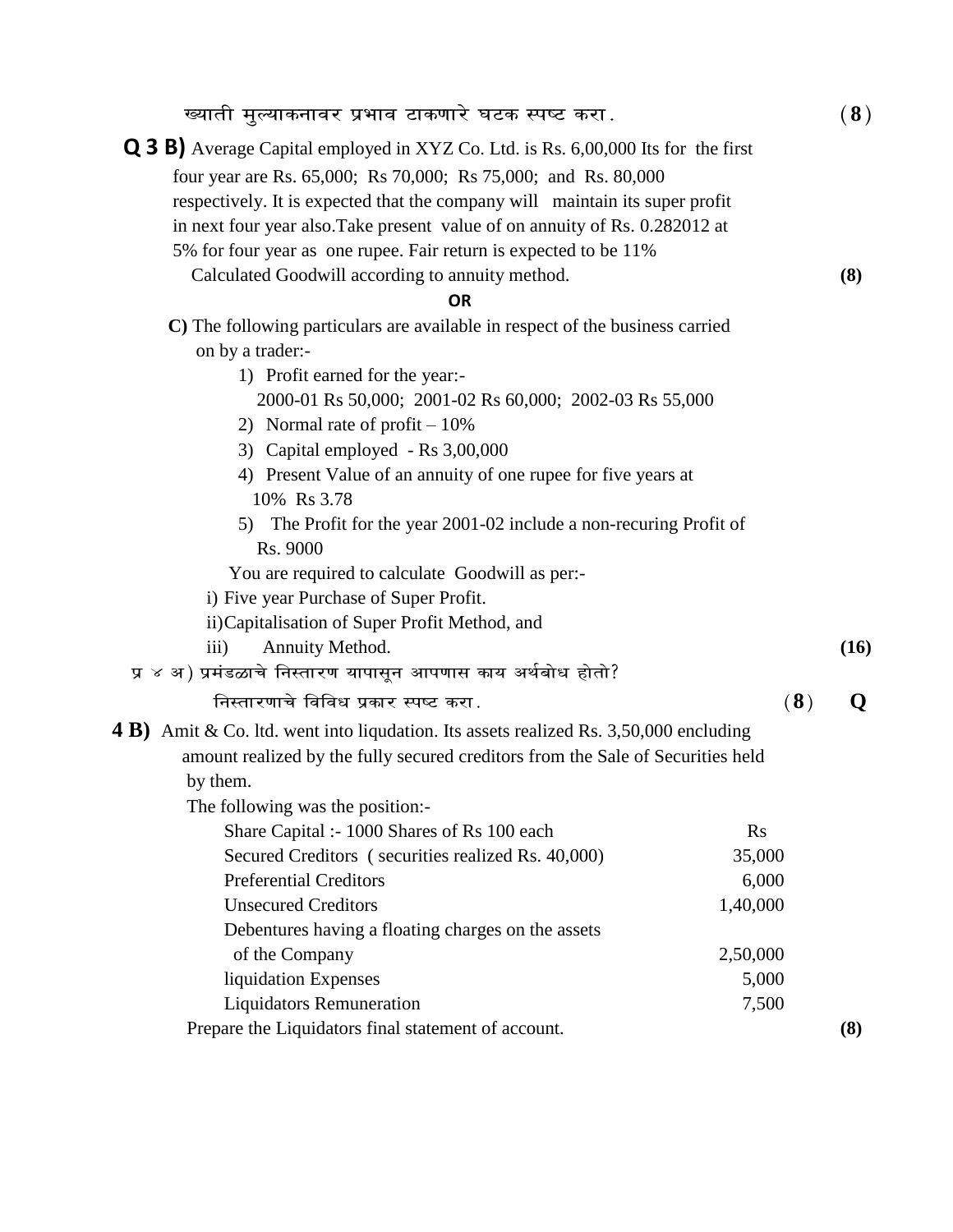ख्याती मुल्याकनावर प्रभाव टाकणारे घटक स्पष्ट करा. **(8)**

**Q 3 B)** Average Capital employed in XYZ Co. Ltd. is Rs. 6,00,000 Its for the first four year are Rs. 65,000; Rs 70,000; Rs 75,000; and Rs. 80,000 respectively. It is expected that the company will maintain its super profit in next four year also.Take present value of on annuity of Rs. 0.282012 at 5% for four year as one rupee. Fair return is expected to be 11%
Calculated Goodwill according to annuity method. **(8)**

**OR**

**C)** The following particulars are available in respect of the business carried on by a trader:-

1) Profit earned for the year:-
   2000-01 Rs 50,000; 2001-02 Rs 60,000; 2002-03 Rs 55,000
2) Normal rate of profit – 10%
3) Capital employed - Rs 3,00,000
4) Present Value of an annuity of one rupee for five years at 10% Rs 3.78
5) The Profit for the year 2001-02 include a non-recuring Profit of Rs. 9000

You are required to calculate Goodwill as per:-

i) Five year Purchase of Super Profit.
ii) Capitalisation of Super Profit Method, and
iii) Annuity Method. **(16)**

प्र ४ अ) प्रमंडळाचे निस्तारण यापासून आपणास काय अर्थबोध होतो?
निस्तारणाचे विविध प्रकार स्पष्ट करा. **(8)**

**Q 4 B)** Amit & Co. ltd. went into liqudation. Its assets realized Rs. 3,50,000 encluding amount realized by the fully secured creditors from the Sale of Securities held by them.

The following was the position:-

| | Rs |
|---|---|
| Share Capital :- 1000 Shares of Rs 100 each | |
| Secured Creditors ( securities realized Rs. 40,000) | 35,000 |
| Preferential Creditors | 6,000 |
| Unsecured Creditors | 1,40,000 |
| Debentures having a floating charges on the assets of the Company | 2,50,000 |
| liquidation Expenses | 5,000 |
| Liquidators Remuneration | 7,500 |

Prepare the Liquidators final statement of account. **(8)**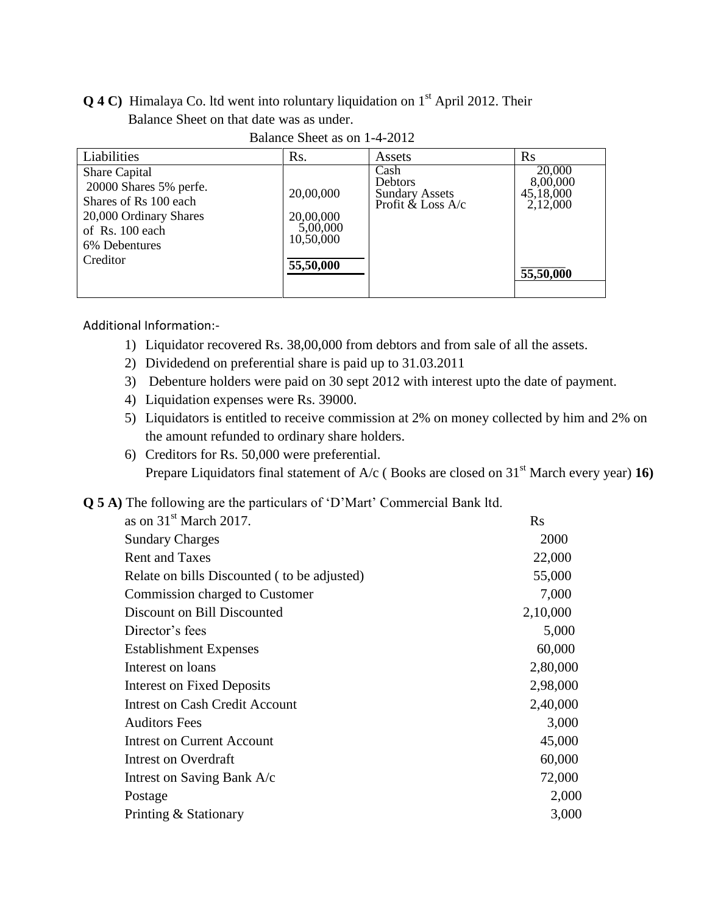**Q 4 C)** Himalaya Co. ltd went into roluntary liquidation on 1st April 2012. Their Balance Sheet on that date was as under.

Balance Sheet as on 1-4-2012

| Liabilities | Rs. | Assets | Rs |
|---|---|---|---|
| Share Capital | | Cash | 20,000 |
| 20000 Shares 5% perfe. Shares of Rs 100 each | 20,00,000 | Debtors | 8,00,000 |
| 20,000 Ordinary Shares of Rs. 100 each | 20,00,000 | Sundary Assets | 45,18,000 |
| 6% Debentures | 5,00,000 | Profit & Loss A/c | 2,12,000 |
| Creditor | 10,50,000 | | |
| | **55,50,000** | | **55,50,000** |

Additional Information:-

1) Liquidator recovered Rs. 38,00,000 from debtors and from sale of all the assets.
2) Dividedend on preferential share is paid up to 31.03.2011
3) Debenture holders were paid on 30 sept 2012 with interest upto the date of payment.
4) Liquidation expenses were Rs. 39000.
5) Liquidators is entitled to receive commission at 2% on money collected by him and 2% on the amount refunded to ordinary share holders.
6) Creditors for Rs. 50,000 were preferential.
   Prepare Liquidators final statement of A/c ( Books are closed on 31st March every year) **16)**

**Q 5 A)** The following are the particulars of 'D'Mart' Commercial Bank ltd. as on 31st March 2017.

| | Rs |
|---|---|
| Sundary Charges | 2000 |
| Rent and Taxes | 22,000 |
| Relate on bills Discounted ( to be adjusted) | 55,000 |
| Commission charged to Customer | 7,000 |
| Discount on Bill Discounted | 2,10,000 |
| Director's fees | 5,000 |
| Establishment Expenses | 60,000 |
| Interest on loans | 2,80,000 |
| Interest on Fixed Deposits | 2,98,000 |
| Intrest on Cash Credit Account | 2,40,000 |
| Auditors Fees | 3,000 |
| Intrest on Current Account | 45,000 |
| Intrest on Overdraft | 60,000 |
| Intrest on Saving Bank A/c | 72,000 |
| Postage | 2,000 |
| Printing & Stationary | 3,000 |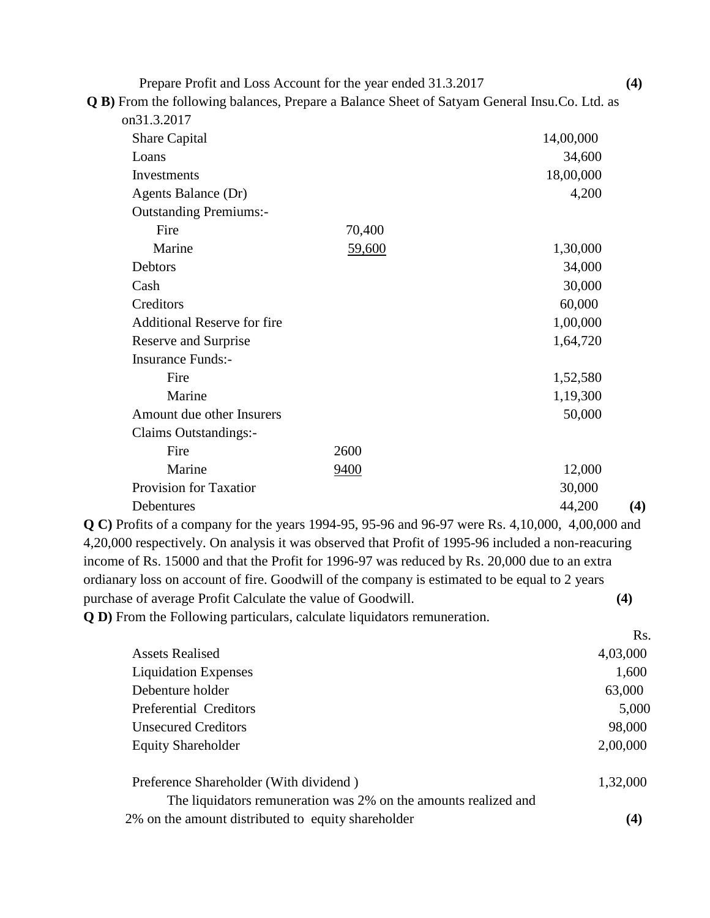Prepare Profit and Loss Account for the year ended 31.3.2017 **(4)**

**Q B)** From the following balances, Prepare a Balance Sheet of Satyam General Insu.Co. Ltd. as on31.3.2017

| | | |
|---|---|---|
| Share Capital | | 14,00,000 |
| Loans | | 34,600 |
| Investments | | 18,00,000 |
| Agents Balance (Dr) | | 4,200 |
| Outstanding Premiums:- | | |
| Fire | 70,400 | |
| Marine | 59,600 | 1,30,000 |
| Debtors | | 34,000 |
| Cash | | 30,000 |
| Creditors | | 60,000 |
| Additional Reserve for fire | | 1,00,000 |
| Reserve and Surprise | | 1,64,720 |
| Insurance Funds:- | | |
| Fire | | 1,52,580 |
| Marine | | 1,19,300 |
| Amount due other Insurers | | 50,000 |
| Claims Outstandings:- | | |
| Fire | 2600 | |
| Marine | 9400 | 12,000 |
| Provision for Taxatior | | 30,000 |
| Debentures | | 44,200 |

**(4)**

**Q C)** Profits of a company for the years 1994-95, 95-96 and 96-97 were Rs. 4,10,000, 4,00,000 and 4,20,000 respectively. On analysis it was observed that Profit of 1995-96 included a non-reacuring income of Rs. 15000 and that the Profit for 1996-97 was reduced by Rs. 20,000 due to an extra ordianary loss on account of fire. Goodwill of the company is estimated to be equal to 2 years purchase of average Profit Calculate the value of Goodwill. **(4)**

**Q D)** From the Following particulars, calculate liquidators remuneration.

| | Rs. |
|---|---|
| Assets Realised | 4,03,000 |
| Liquidation Expenses | 1,600 |
| Debenture holder | 63,000 |
| Preferential Creditors | 5,000 |
| Unsecured Creditors | 98,000 |
| Equity Shareholder | 2,00,000 |
| Preference Shareholder (With dividend ) | 1,32,000 |

The liquidators remuneration was 2% on the amounts realized and 2% on the amount distributed to equity shareholder **(4)**